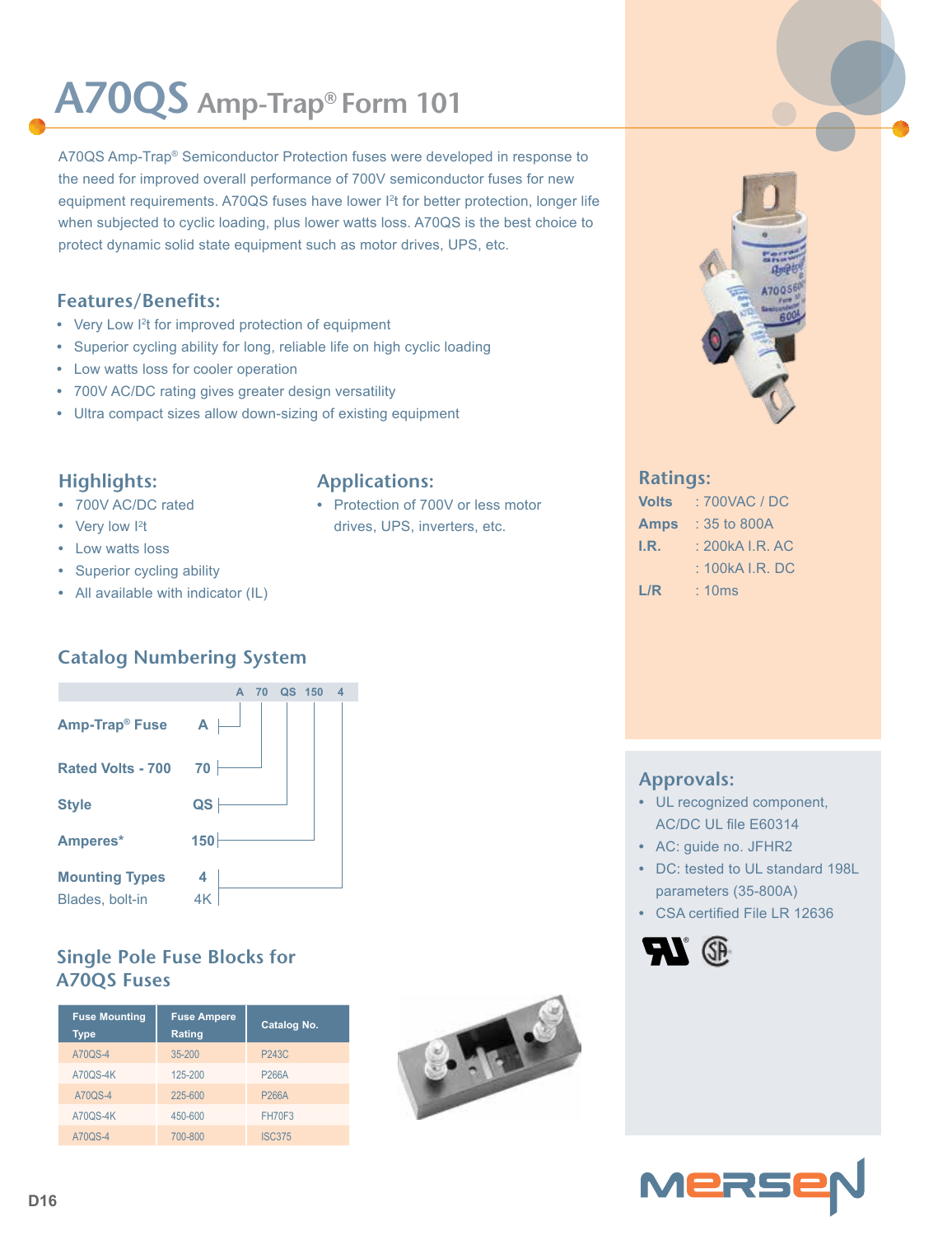# A70QS Amp-Trap® Form 101

A70QS Amp-Trap® Semiconductor Protection fuses were developed in response to the need for improved overall performance of 700V semiconductor fuses for new equipment requirements. A70QS fuses have lower $I^2t$ for better protection, longer life when subjected to cyclic loading, plus lower watts loss. A70QS is the best choice to protect dynamic solid state equipment such as motor drives, UPS, etc.

## Features/Benefits:

- Very Low $I^2t$ for improved protection of equipment
- Superior cycling ability for long, reliable life on high cyclic loading
- Low watts loss for cooler operation
- 700V AC/DC rating gives greater design versatility
- Ultra compact sizes allow down-sizing of existing equipment

## Highlights:

- 700V AC/DC rated
- Very low $I^2t$
- Low watts loss
- Superior cycling ability
- All available with indicator (IL)

## Applications:

- Protection of 700V or less motor drives, UPS, inverters, etc.

## Ratings:

**Volts** : 700VAC / DC
**Amps** : 35 to 800A
**I.R.** : 200kA I.R. AC
: 100kA I.R. DC
**L/R** : 10ms

## Catalog Numbering System

A 70 QS 150 4

| | |
|---|---|
| **Amp-Trap® Fuse** | A |
| **Rated Volts - 700** | 70 |
| **Style** | QS |
| **Amperes*** | 150 |
| **Mounting Types** | 4 |
| Blades, bolt-in | 4K |

## Approvals:

- UL recognized component, AC/DC UL file E60314
- AC: guide no. JFHR2
- DC: tested to UL standard 198L parameters (35-800A)
- CSA certified File LR 12636

## Single Pole Fuse Blocks for A70QS Fuses

| Fuse Mounting Type | Fuse Ampere Rating | Catalog No. |
|---|---|---|
| A70QS-4 | 35-200 | P243C |
| A70QS-4K | 125-200 | P266A |
| A70QS-4 | 225-600 | P266A |
| A70QS-4K | 450-600 | FH70F3 |
| A70QS-4 | 700-800 | ISC375 |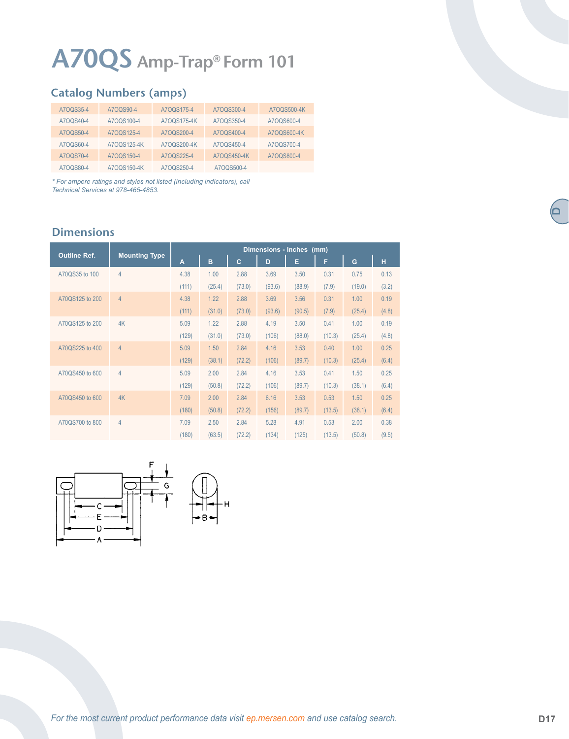// A70QS Amp-Trap® Form 101

## Catalog Numbers (amps)

| | | | | |
|---|---|---|---|---|
| A7OQS35-4 | A7OQS90-4 | A7OQS175-4 | A7OQS300-4 | A7OQS500-4K |
| A7OQS40-4 | A7OQS100-4 | A7OQS175-4K | A7OQS350-4 | A7OQS600-4 |
| A7OQS50-4 | A7OQS125-4 | A7OQS200-4 | A7OQS400-4 | A7OQS600-4K |
| A7OQS60-4 | A7OQS125-4K | A7OQS200-4K | A7OQS450-4 | A7OQS700-4 |
| A7OQS70-4 | A7OQS150-4 | A7OQS225-4 | A7OQS450-4K | A7OQS800-4 |
| A7OQS80-4 | A7OQS150-4K | A7OQS250-4 | A7OQS500-4 | |

*\* For ampere ratings and styles not listed (including indicators), call Technical Services at 978-465-4853.*

## Dimensions

| Outline Ref. | Mounting Type | Dimensions - Inches (mm) | | | | | | | |
|---|---|---|---|---|---|---|---|---|---|
| | | A | B | C | D | E | F | G | H |
| A70QS35 to 100 | 4 | 4.38 (111) | 1.00 (25.4) | 2.88 (73.0) | 3.69 (93.6) | 3.50 (88.9) | 0.31 (7.9) | 0.75 (19.0) | 0.13 (3.2) |
| A70QS125 to 200 | 4 | 4.38 (111) | 1.22 (31.0) | 2.88 (73.0) | 3.69 (93.6) | 3.56 (90.5) | 0.31 (7.9) | 1.00 (25.4) | 0.19 (4.8) |
| A70QS125 to 200 | 4K | 5.09 (129) | 1.22 (31.0) | 2.88 (73.0) | 4.19 (106) | 3.50 (88.0) | 0.41 (10.3) | 1.00 (25.4) | 0.19 (4.8) |
| A70QS225 to 400 | 4 | 5.09 (129) | 1.50 (38.1) | 2.84 (72.2) | 4.16 (106) | 3.53 (89.7) | 0.40 (10.3) | 1.00 (25.4) | 0.25 (6.4) |
| A70QS450 to 600 | 4 | 5.09 (129) | 2.00 (50.8) | 2.84 (72.2) | 4.16 (106) | 3.53 (89.7) | 0.41 (10.3) | 1.50 (38.1) | 0.25 (6.4) |
| A70QS450 to 600 | 4K | 7.09 (180) | 2.00 (50.8) | 2.84 (72.2) | 6.16 (156) | 3.53 (89.7) | 0.53 (13.5) | 1.50 (38.1) | 0.25 (6.4) |
| A70QS700 to 800 | 4 | 7.09 (180) | 2.50 (63.5) | 2.84 (72.2) | 5.28 (134) | 4.91 (125) | 0.53 (13.5) | 2.00 (50.8) | 0.38 (9.5) |

F
G
C
E
D
A
H
B

*For the most current product performance data visit ep.mersen.com and use catalog search.*